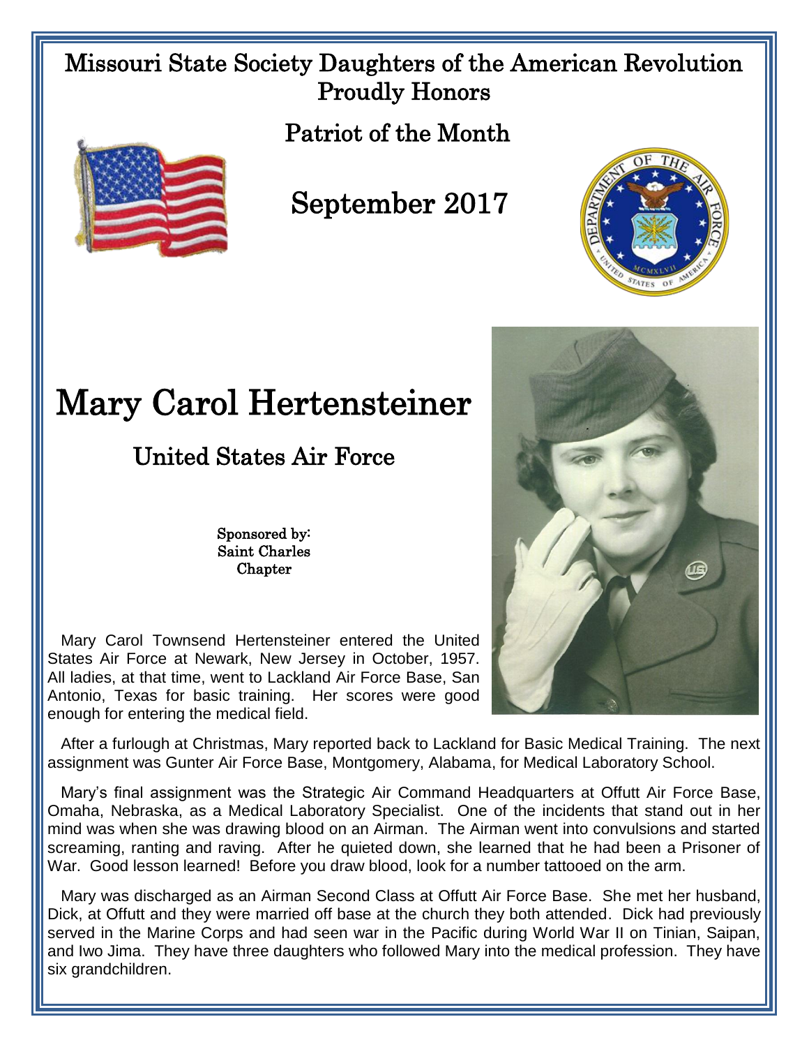Missouri State Society Daughters of the American Revolution
Proudly Honors

Patriot of the Month

September 2017

# Mary Carol Hertensteiner

## United States Air Force

Sponsored by:
Saint Charles
Chapter

Mary Carol Townsend Hertensteiner entered the United States Air Force at Newark, New Jersey in October, 1957. All ladies, at that time, went to Lackland Air Force Base, San Antonio, Texas for basic training. Her scores were good enough for entering the medical field.

After a furlough at Christmas, Mary reported back to Lackland for Basic Medical Training. The next assignment was Gunter Air Force Base, Montgomery, Alabama, for Medical Laboratory School.

Mary's final assignment was the Strategic Air Command Headquarters at Offutt Air Force Base, Omaha, Nebraska, as a Medical Laboratory Specialist. One of the incidents that stand out in her mind was when she was drawing blood on an Airman. The Airman went into convulsions and started screaming, ranting and raving. After he quieted down, she learned that he had been a Prisoner of War. Good lesson learned! Before you draw blood, look for a number tattooed on the arm.

Mary was discharged as an Airman Second Class at Offutt Air Force Base. She met her husband, Dick, at Offutt and they were married off base at the church they both attended. Dick had previously served in the Marine Corps and had seen war in the Pacific during World War II on Tinian, Saipan, and Iwo Jima. They have three daughters who followed Mary into the medical profession. They have six grandchildren.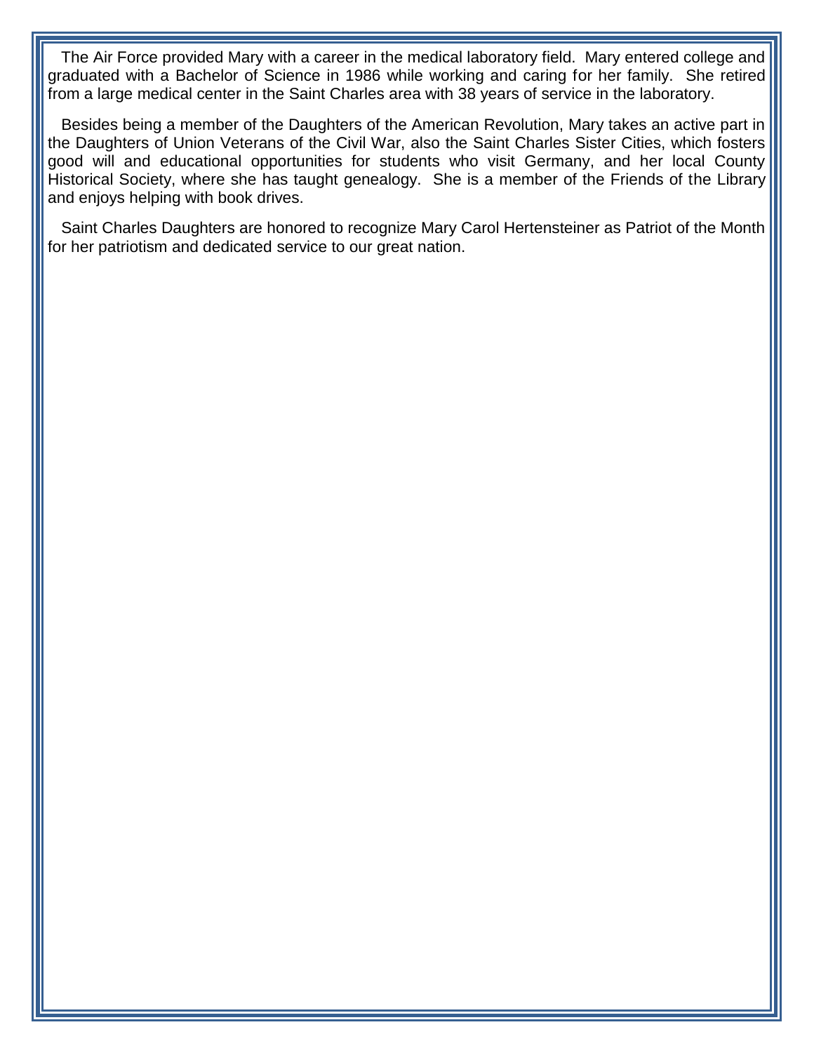The Air Force provided Mary with a career in the medical laboratory field. Mary entered college and graduated with a Bachelor of Science in 1986 while working and caring for her family. She retired from a large medical center in the Saint Charles area with 38 years of service in the laboratory.

Besides being a member of the Daughters of the American Revolution, Mary takes an active part in the Daughters of Union Veterans of the Civil War, also the Saint Charles Sister Cities, which fosters good will and educational opportunities for students who visit Germany, and her local County Historical Society, where she has taught genealogy. She is a member of the Friends of the Library and enjoys helping with book drives.

Saint Charles Daughters are honored to recognize Mary Carol Hertensteiner as Patriot of the Month for her patriotism and dedicated service to our great nation.